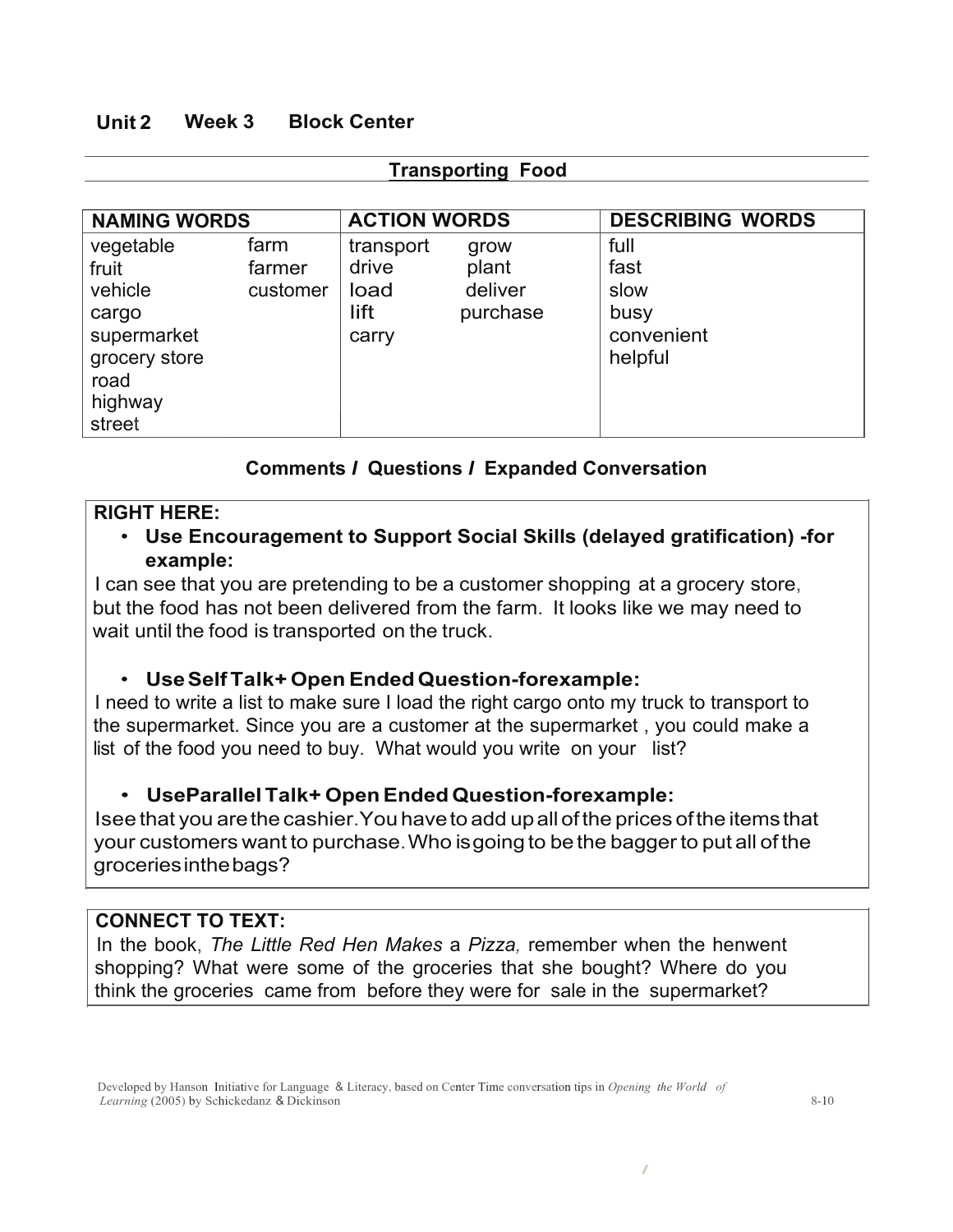## Unit 2 Week 3 Block Center

### Transporting Food

| NAMING WORDS | | ACTION WORDS | | DESCRIBING WORDS |
|---|---|---|---|---|
| vegetable | farm | transport | grow | full |
| fruit | farmer | drive | plant | fast |
| vehicle | customer | load | deliver | slow |
| cargo | | lift | purchase | busy |
| supermarket | | carry | | convenient |
| grocery store | | | | helpful |
| road | | | | |
| highway | | | | |
| street | | | | |

### Comments / Questions / Expanded Conversation

**RIGHT HERE:**

- **Use Encouragement to Support Social Skills (delayed gratification) -for example:**

I can see that you are pretending to be a customer shopping at a grocery store, but the food has not been delivered from the farm. It looks like we may need to wait until the food is transported on the truck.

- **Use Self Talk+ Open Ended Question-forexample:**

I need to write a list to make sure I load the right cargo onto my truck to transport to the supermarket. Since you are a customer at the supermarket , you could make a list of the food you need to buy. What would you write on your list?

- **UseParallel Talk+ Open Ended Question-forexample:**

Isee that you are the cashier.You have to add up all of the prices of the items that your customers want to purchase.Who isgoing to be the bagger to put all of the groceries inthebags?

**CONNECT TO TEXT:**

In the book, *The Little Red Hen Makes a Pizza,* remember when the henwent shopping? What were some of the groceries that she bought? Where do you think the groceries came from before they were for sale in the supermarket?

Developed by Hanson Initiative for Language & Literacy, based on Center Time conversation tips in *Opening the World of Learning* (2005) by Schickedanz & Dickinson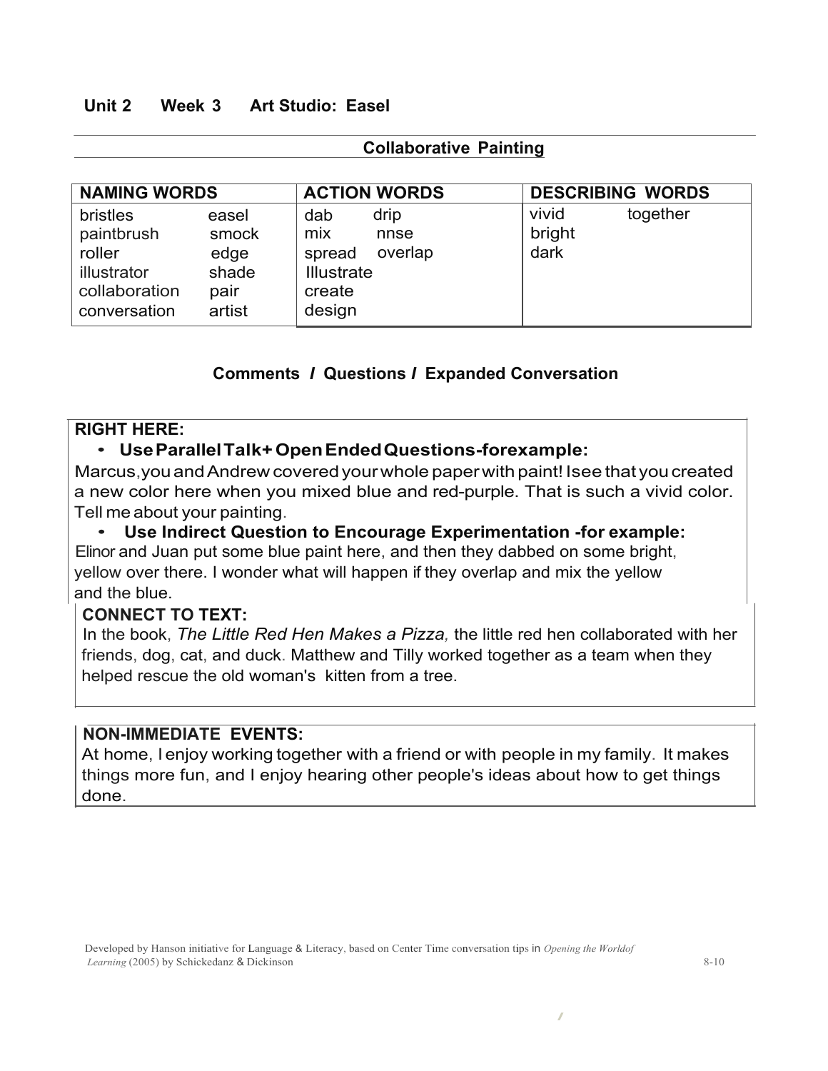**Unit 2 Week 3 Art Studio: Easel**

## Collaborative Painting

| NAMING WORDS | | ACTION WORDS | | DESCRIBING WORDS | |
|---|---|---|---|---|---|
| bristles | easel | dab | drip | vivid | together |
| paintbrush | smock | mix | nnse | bright | |
| roller | edge | spread | overlap | dark | |
| illustrator | shade | Illustrate | | | |
| collaboration | pair | create | | | |
| conversation | artist | design | | | |

## Comments / Questions / Expanded Conversation

**RIGHT HERE:**

- **Use Parallel Talk + Open Ended Questions-for example:**

Marcus, you and Andrew covered your whole paper with paint! I see that you created a new color here when you mixed blue and red-purple. That is such a vivid color. Tell me about your painting.

- **Use Indirect Question to Encourage Experimentation -for example:**

Elinor and Juan put some blue paint here, and then they dabbed on some bright, yellow over there. I wonder what will happen if they overlap and mix the yellow and the blue.

**CONNECT TO TEXT:**

In the book, *The Little Red Hen Makes a Pizza,* the little red hen collaborated with her friends, dog, cat, and duck. Matthew and Tilly worked together as a team when they helped rescue the old woman's kitten from a tree.

**NON-IMMEDIATE EVENTS:**

At home, I enjoy working together with a friend or with people in my family. It makes things more fun, and I enjoy hearing other people's ideas about how to get things done.

Developed by Hanson initiative for Language & Literacy, based on Center Time conversation tips in *Opening the Worldof Learning* (2005) by Schickedanz & Dickinson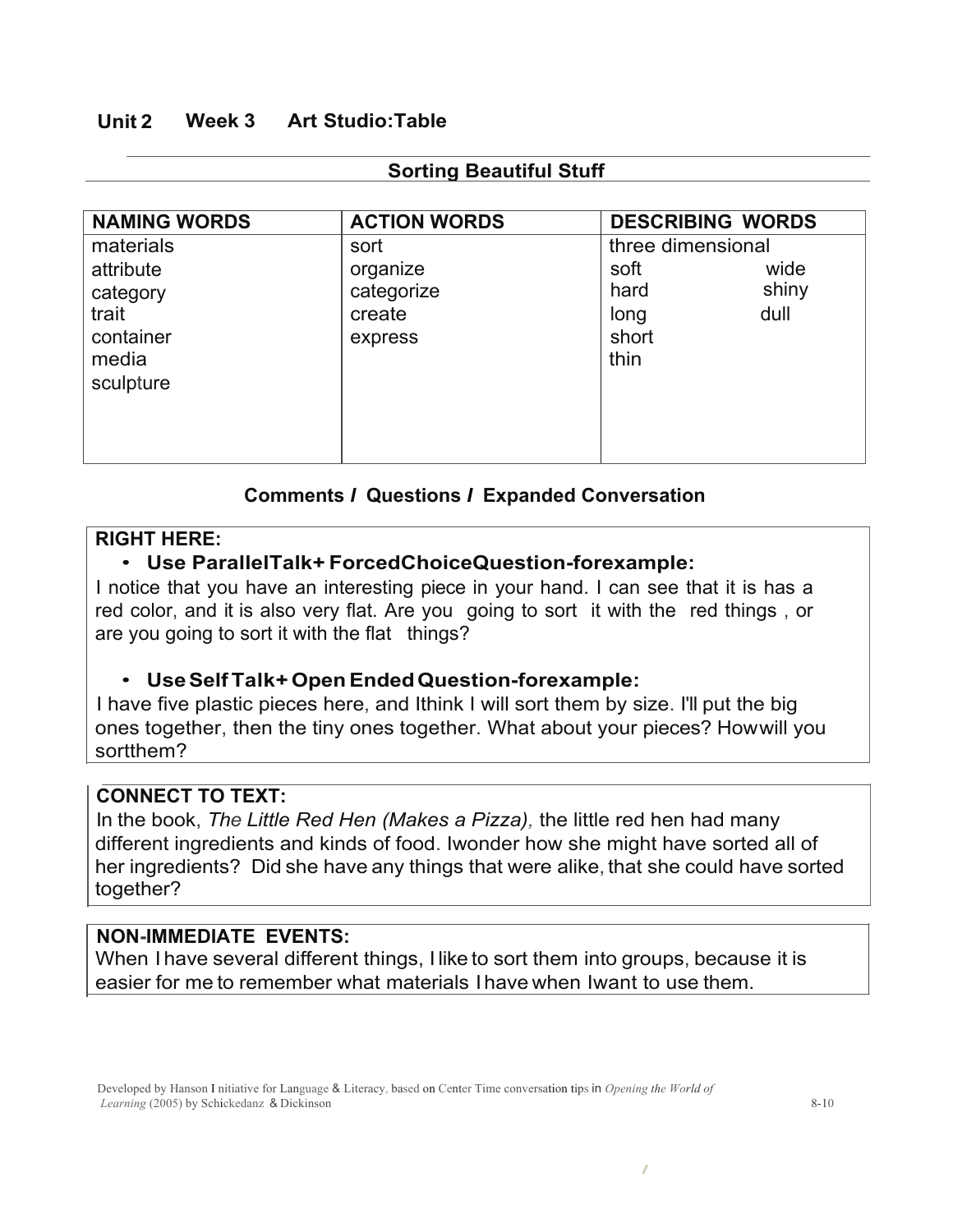## Unit 2 Week 3 Art Studio:Table

### Sorting Beautiful Stuff

| NAMING WORDS | ACTION WORDS | DESCRIBING WORDS |
| --- | --- | --- |
| materials<br>attribute<br>category<br>trait<br>container<br>media<br>sculpture | sort<br>organize<br>categorize<br>create<br>express | three dimensional<br>soft wide<br>hard shiny<br>long dull<br>short<br>thin |

### Comments / Questions / Expanded Conversation

**RIGHT HERE:**

- **Use Parallel Talk + Forced Choice Question - for example:**

I notice that you have an interesting piece in your hand. I can see that it is has a red color, and it is also very flat. Are you going to sort it with the red things , or are you going to sort it with the flat things?

- **Use Self Talk + Open Ended Question - for example:**

I have five plastic pieces here, and Ithink I will sort them by size. I'll put the big ones together, then the tiny ones together. What about your pieces? Howwill you sortthem?

**CONNECT TO TEXT:**

In the book, *The Little Red Hen (Makes a Pizza),* the little red hen had many different ingredients and kinds of food. Iwonder how she might have sorted all of her ingredients? Did she have any things that were alike, that she could have sorted together?

**NON-IMMEDIATE EVENTS:**

When I have several different things, I like to sort them into groups, because it is easier for me to remember what materials I have when Iwant to use them.

Developed by Hanson Initiative for Language & Literacy, based on Center Time conversation tips in *Opening the World of Learning* (2005) by Schickedanz & Dickinson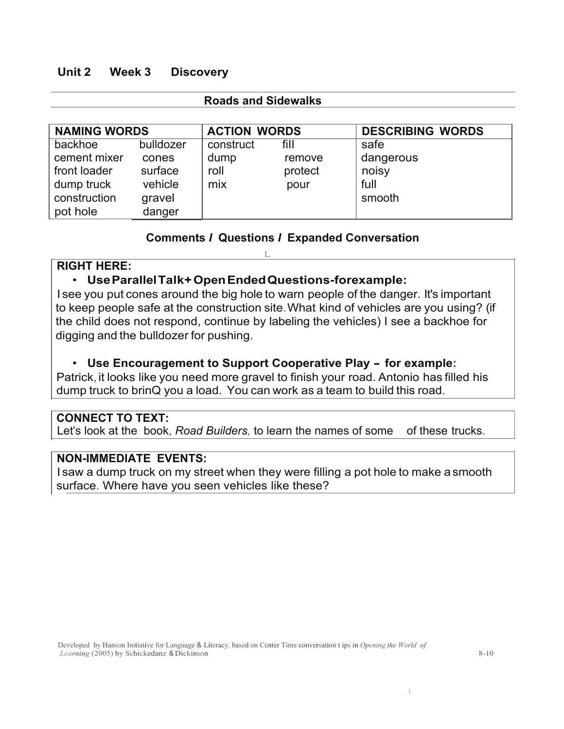## Unit 2 Week 3 Discovery

### Roads and Sidewalks

| NAMING WORDS | | ACTION WORDS | | DESCRIBING WORDS |
|---|---|---|---|---|
| backhoe | bulldozer | construct | fill | safe |
| cement mixer | cones | dump | remove | dangerous |
| front loader | surface | roll | protect | noisy |
| dump truck | vehicle | mix | pour | full |
| construction | gravel | | | smooth |
| pot hole | danger | | | |

### Comments / Questions / Expanded Conversation

**RIGHT HERE:**

- **Use Parallel Talk + Open Ended Questions - for example:**

I see you put cones around the big hole to warn people of the danger. It's important to keep people safe at the construction site. What kind of vehicles are you using? (if the child does not respond, continue by labeling the vehicles) I see a backhoe for digging and the bulldozer for pushing.

- **Use Encouragement to Support Cooperative Play - for example:**

Patrick, it looks like you need more gravel to finish your road. Antonio has filled his dump truck to brinQ you a load. You can work as a team to build this road.

**CONNECT TO TEXT:**
Let's look at the book, *Road Builders,* to learn the names of some of these trucks.

**NON-IMMEDIATE EVENTS:**
I saw a dump truck on my street when they were filling a pot hole to make a smooth surface. Where have you seen vehicles like these?

Developed by Hanson Initiative for Language & Literacy, based on Center Time conversation tips in *Opening the World of Learning* (2005) by Schickedanz & Dickinson